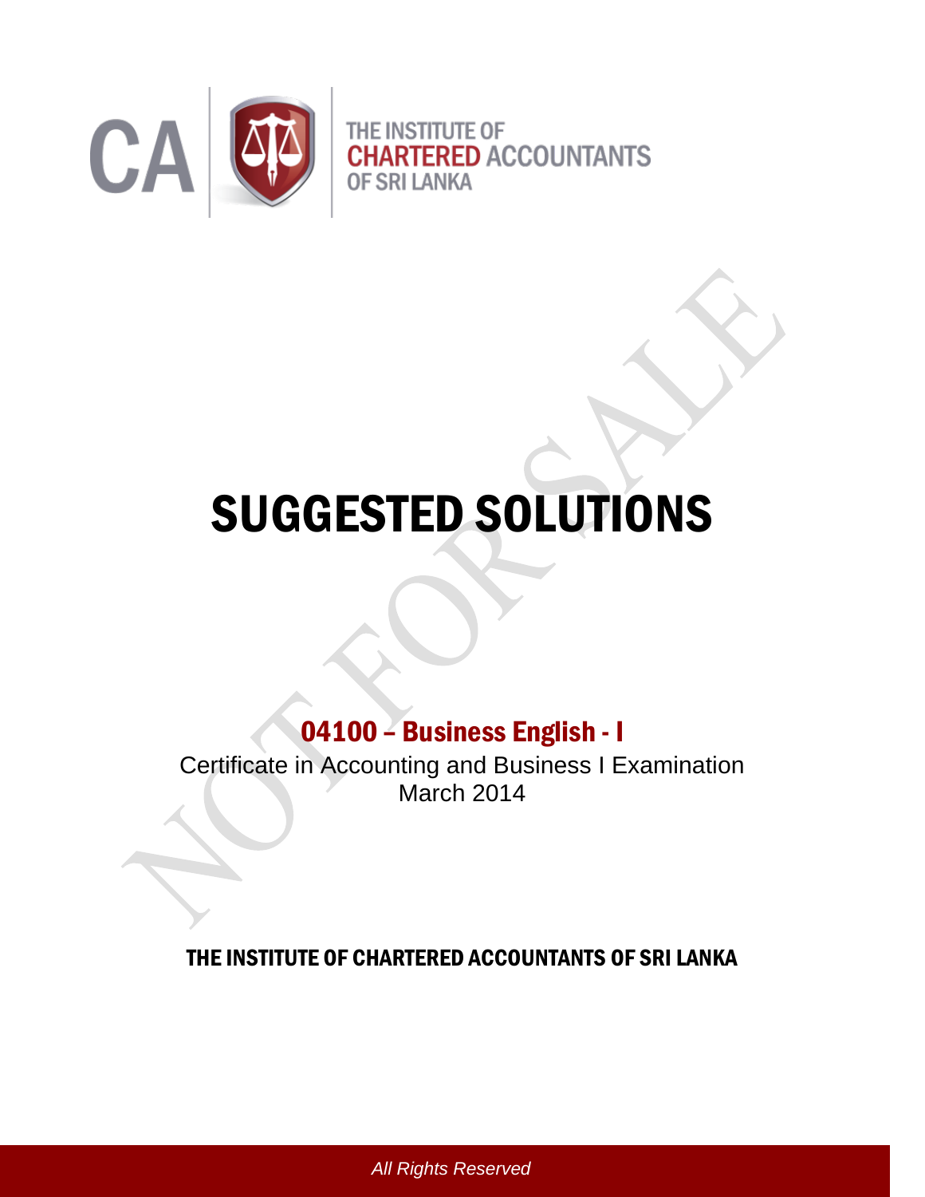CA

THE INSTITUTE OF
CHARTERED ACCOUNTANTS
OF SRI LANKA

# SUGGESTED SOLUTIONS

## 04100 – Business English - I

Certificate in Accounting and Business I Examination
March 2014

**THE INSTITUTE OF CHARTERED ACCOUNTANTS OF SRI LANKA**

*All Rights Reserved*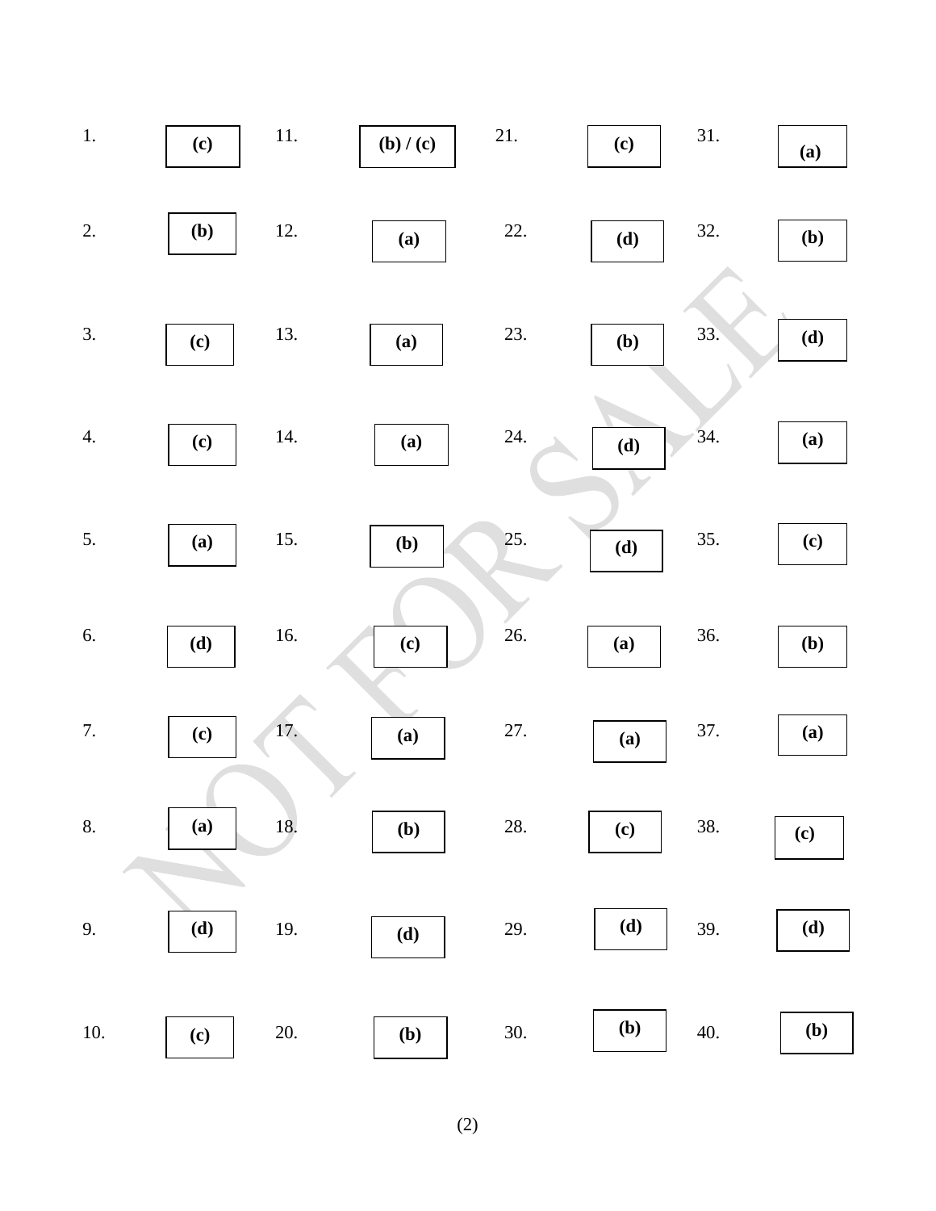| Q. | Ans. | Q. | Ans. | Q. | Ans. | Q. | Ans. |
|---|---|---|---|---|---|---|---|
| 1. | **(c)** | 11. | **(b) / (c)** | 21. | **(c)** | 31. | **(a)** |
| 2. | **(b)** | 12. | **(a)** | 22. | **(d)** | 32. | **(b)** |
| 3. | **(c)** | 13. | **(a)** | 23. | **(b)** | 33. | **(d)** |
| 4. | **(c)** | 14. | **(a)** | 24. | **(d)** | 34. | **(a)** |
| 5. | **(a)** | 15. | **(b)** | 25. | **(d)** | 35. | **(c)** |
| 6. | **(d)** | 16. | **(c)** | 26. | **(a)** | 36. | **(b)** |
| 7. | **(c)** | 17. | **(a)** | 27. | **(a)** | 37. | **(a)** |
| 8. | **(a)** | 18. | **(b)** | 28. | **(c)** | 38. | **(c)** |
| 9. | **(d)** | 19. | **(d)** | 29. | **(d)** | 39. | **(d)** |
| 10. | **(c)** | 20. | **(b)** | 30. | **(b)** | 40. | **(b)** |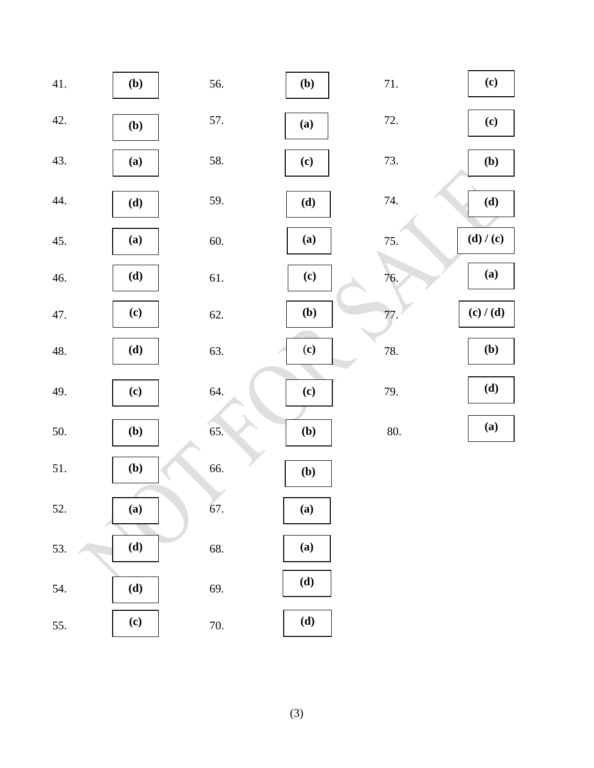| Q. | Ans. | Q. | Ans. | Q. | Ans. |
|---|---|---|---|---|---|
| 41. | **(b)** | 56. | **(b)** | 71. | **(c)** |
| 42. | **(b)** | 57. | **(a)** | 72. | **(c)** |
| 43. | **(a)** | 58. | **(c)** | 73. | **(b)** |
| 44. | **(d)** | 59. | **(d)** | 74. | **(d)** |
| 45. | **(a)** | 60. | **(a)** | 75. | **(d) / (c)** |
| 46. | **(d)** | 61. | **(c)** | 76. | **(a)** |
| 47. | **(c)** | 62. | **(b)** | 77. | **(c) / (d)** |
| 48. | **(d)** | 63. | **(c)** | 78. | **(b)** |
| 49. | **(c)** | 64. | **(c)** | 79. | **(d)** |
| 50. | **(b)** | 65. | **(b)** | 80. | **(a)** |
| 51. | **(b)** | 66. | **(b)** | | |
| 52. | **(a)** | 67. | **(a)** | | |
| 53. | **(d)** | 68. | **(a)** | | |
| 54. | **(d)** | 69. | **(d)** | | |
| 55. | **(c)** | 70. | **(d)** | | |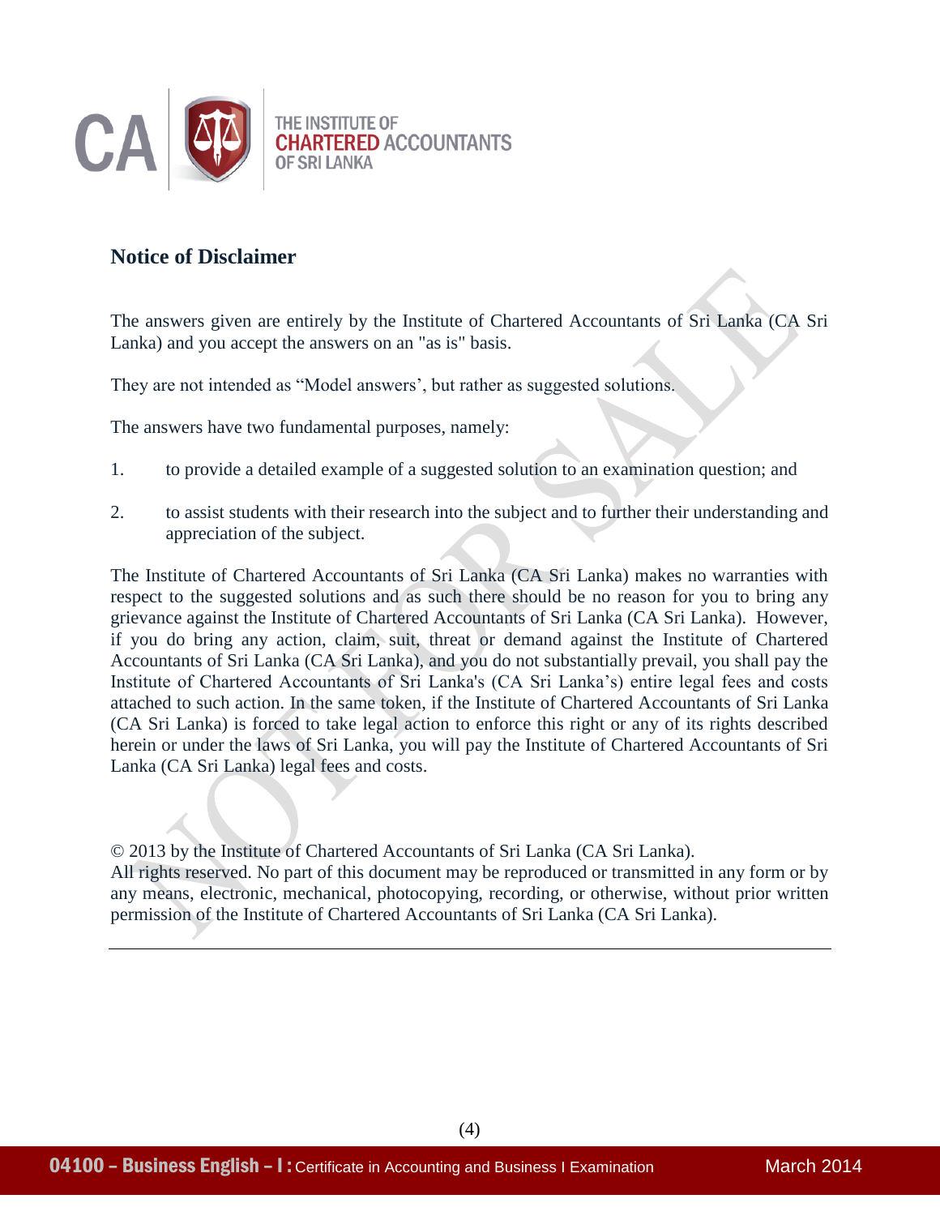THE INSTITUTE OF
CHARTERED ACCOUNTANTS
OF SRI LANKA

## Notice of Disclaimer

The answers given are entirely by the Institute of Chartered Accountants of Sri Lanka (CA Sri Lanka) and you accept the answers on an "as is" basis.

They are not intended as "Model answers', but rather as suggested solutions.

The answers have two fundamental purposes, namely:

1. to provide a detailed example of a suggested solution to an examination question; and

2. to assist students with their research into the subject and to further their understanding and appreciation of the subject.

The Institute of Chartered Accountants of Sri Lanka (CA Sri Lanka) makes no warranties with respect to the suggested solutions and as such there should be no reason for you to bring any grievance against the Institute of Chartered Accountants of Sri Lanka (CA Sri Lanka). However, if you do bring any action, claim, suit, threat or demand against the Institute of Chartered Accountants of Sri Lanka (CA Sri Lanka), and you do not substantially prevail, you shall pay the Institute of Chartered Accountants of Sri Lanka's (CA Sri Lanka's) entire legal fees and costs attached to such action. In the same token, if the Institute of Chartered Accountants of Sri Lanka (CA Sri Lanka) is forced to take legal action to enforce this right or any of its rights described herein or under the laws of Sri Lanka, you will pay the Institute of Chartered Accountants of Sri Lanka (CA Sri Lanka) legal fees and costs.

© 2013 by the Institute of Chartered Accountants of Sri Lanka (CA Sri Lanka).
All rights reserved. No part of this document may be reproduced or transmitted in any form or by any means, electronic, mechanical, photocopying, recording, or otherwise, without prior written permission of the Institute of Chartered Accountants of Sri Lanka (CA Sri Lanka).